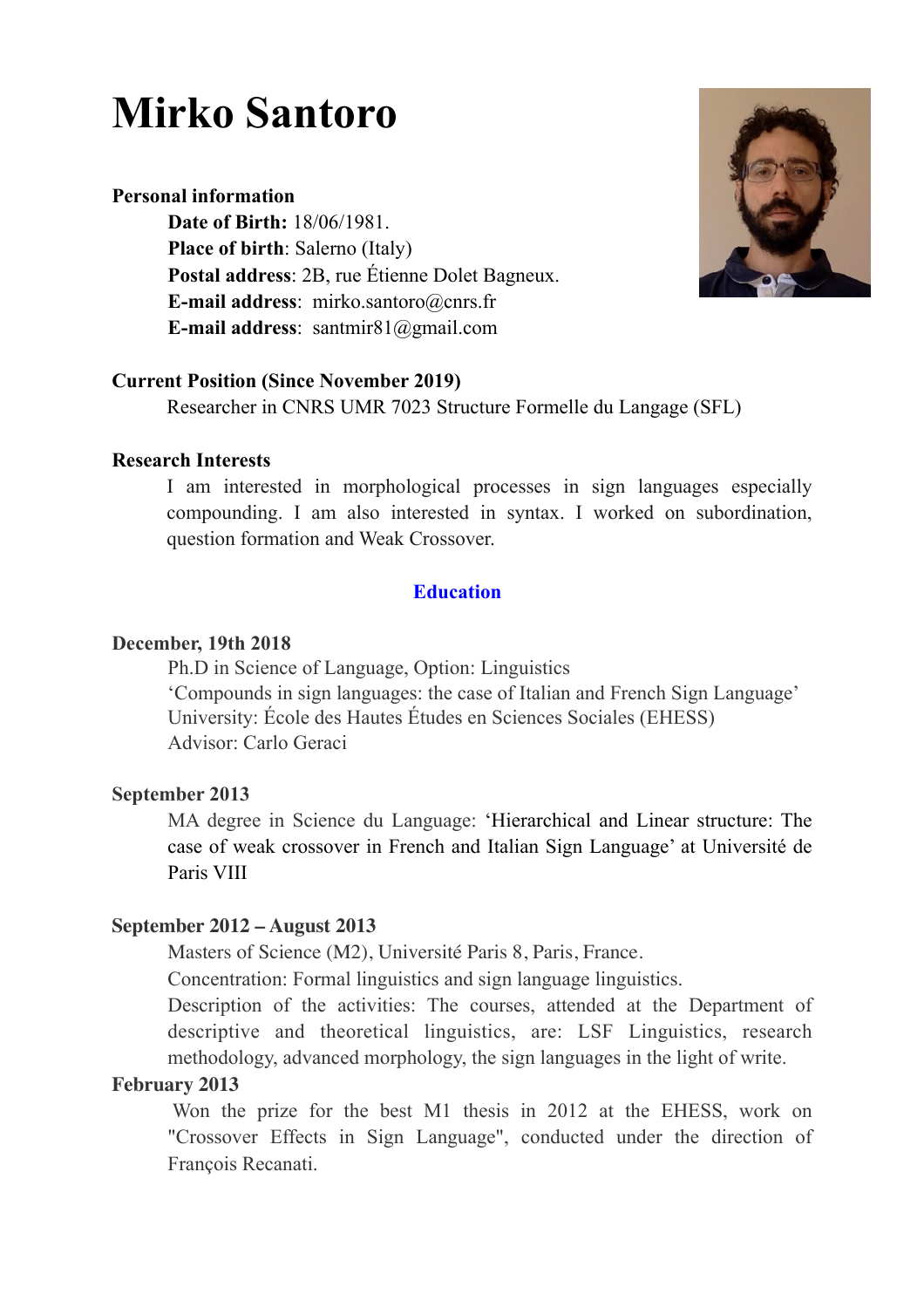# Mirko Santoro

**Personal information**

**Date of Birth:** 18/06/1981.
**Place of birth**: Salerno (Italy)
**Postal address**: 2B, rue Étienne Dolet Bagneux.
**E-mail address**: mirko.santoro@cnrs.fr
**E-mail address**: santmir81@gmail.com

**Current Position (Since November 2019)**

Researcher in CNRS UMR 7023 Structure Formelle du Langage (SFL)

**Research Interests**

I am interested in morphological processes in sign languages especially compounding. I am also interested in syntax. I worked on subordination, question formation and Weak Crossover.

## Education

**December, 19th 2018**

Ph.D in Science of Language, Option: Linguistics
'Compounds in sign languages: the case of Italian and French Sign Language'
University: École des Hautes Études en Sciences Sociales (EHESS)
Advisor: Carlo Geraci

**September 2013**

MA degree in Science du Language: 'Hierarchical and Linear structure: The case of weak crossover in French and Italian Sign Language' at Université de Paris VIII

**September 2012 – August 2013**

Masters of Science (M2), Université Paris 8, Paris, France.

Concentration: Formal linguistics and sign language linguistics.

Description of the activities: The courses, attended at the Department of descriptive and theoretical linguistics, are: LSF Linguistics, research methodology, advanced morphology, the sign languages in the light of write.

**February 2013**

Won the prize for the best M1 thesis in 2012 at the EHESS, work on "Crossover Effects in Sign Language", conducted under the direction of François Recanati.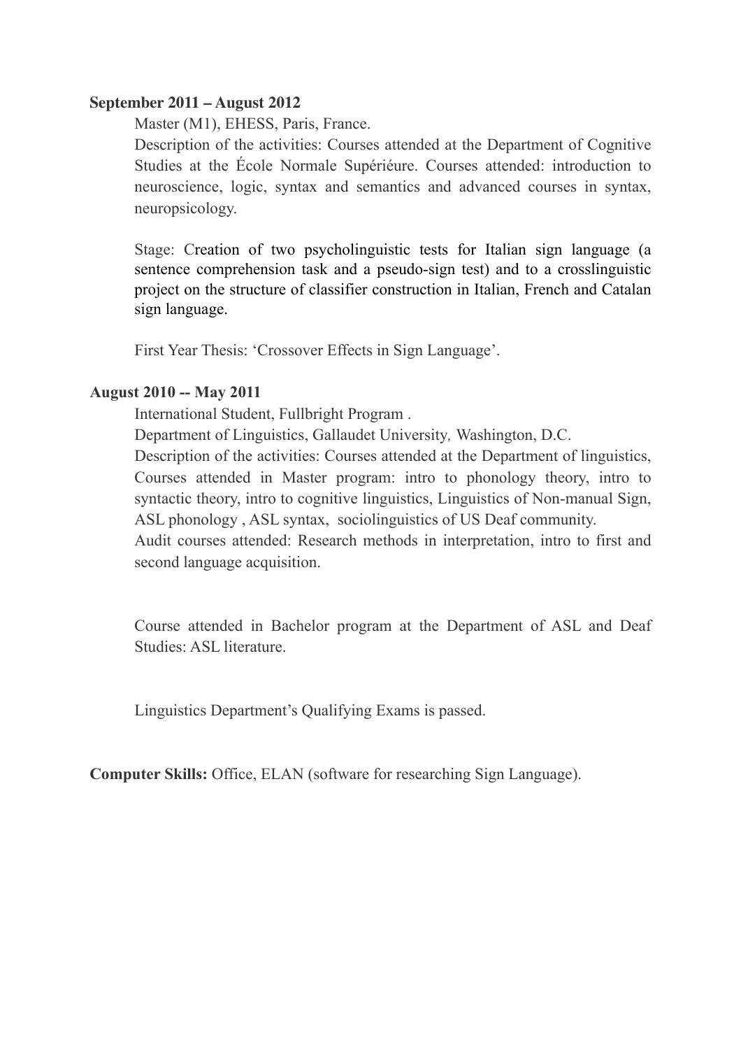**September 2011 – August 2012**

Master (M1), EHESS, Paris, France.

Description of the activities: Courses attended at the Department of Cognitive Studies at the École Normale Supériéure. Courses attended: introduction to neuroscience, logic, syntax and semantics and advanced courses in syntax, neuropsicology.

Stage: Creation of two psycholinguistic tests for Italian sign language (a sentence comprehension task and a pseudo-sign test) and to a crosslinguistic project on the structure of classifier construction in Italian, French and Catalan sign language.

First Year Thesis: 'Crossover Effects in Sign Language'.

**August 2010 -- May 2011**

International Student, Fullbright Program .

Department of Linguistics, Gallaudet University, Washington, D.C.

Description of the activities: Courses attended at the Department of linguistics, Courses attended in Master program: intro to phonology theory, intro to syntactic theory, intro to cognitive linguistics, Linguistics of Non-manual Sign, ASL phonology , ASL syntax, sociolinguistics of US Deaf community.

Audit courses attended: Research methods in interpretation, intro to first and second language acquisition.

Course attended in Bachelor program at the Department of ASL and Deaf Studies: ASL literature.

Linguistics Department's Qualifying Exams is passed.

**Computer Skills:** Office, ELAN (software for researching Sign Language).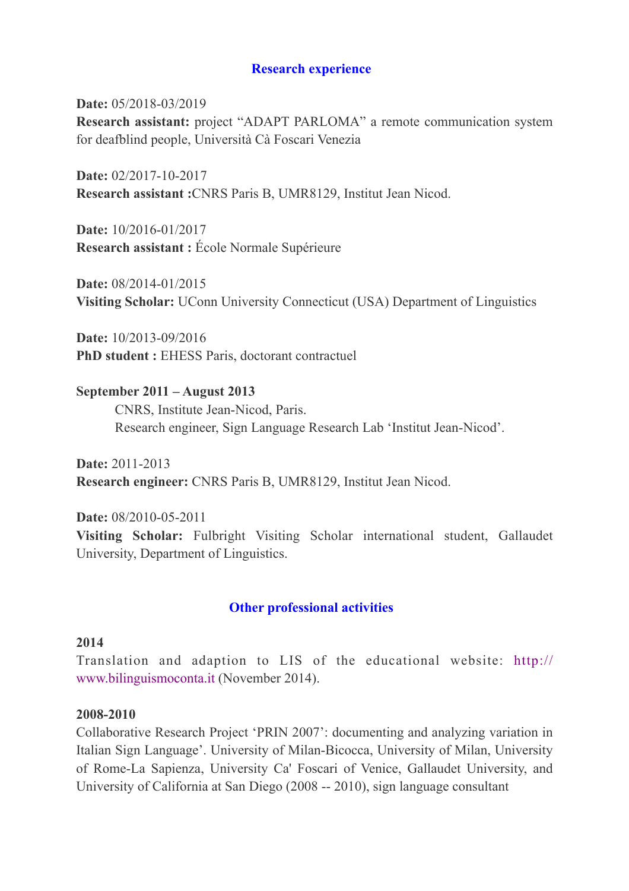## Research experience

**Date:** 05/2018-03/2019
**Research assistant:** project "ADAPT PARLOMA" a remote communication system for deafblind people, Università Cà Foscari Venezia

**Date:** 02/2017-10-2017
**Research assistant :**CNRS Paris B, UMR8129, Institut Jean Nicod.

**Date:** 10/2016-01/2017
**Research assistant :** École Normale Supérieure

**Date:** 08/2014-01/2015
**Visiting Scholar:** UConn University Connecticut (USA) Department of Linguistics

**Date:** 10/2013-09/2016
**PhD student :** EHESS Paris, doctorant contractuel

**September 2011 – August 2013**
CNRS, Institute Jean-Nicod, Paris.
Research engineer, Sign Language Research Lab 'Institut Jean-Nicod'.

**Date:** 2011-2013
**Research engineer:** CNRS Paris B, UMR8129, Institut Jean Nicod.

**Date:** 08/2010-05-2011
**Visiting Scholar:** Fulbright Visiting Scholar international student, Gallaudet University, Department of Linguistics.

## Other professional activities

**2014**
Translation and adaption to LIS of the educational website: http://www.bilinguismoconta.it (November 2014).

**2008-2010**
Collaborative Research Project 'PRIN 2007': documenting and analyzing variation in Italian Sign Language'. University of Milan-Bicocca, University of Milan, University of Rome-La Sapienza, University Ca' Foscari of Venice, Gallaudet University, and University of California at San Diego (2008 -- 2010), sign language consultant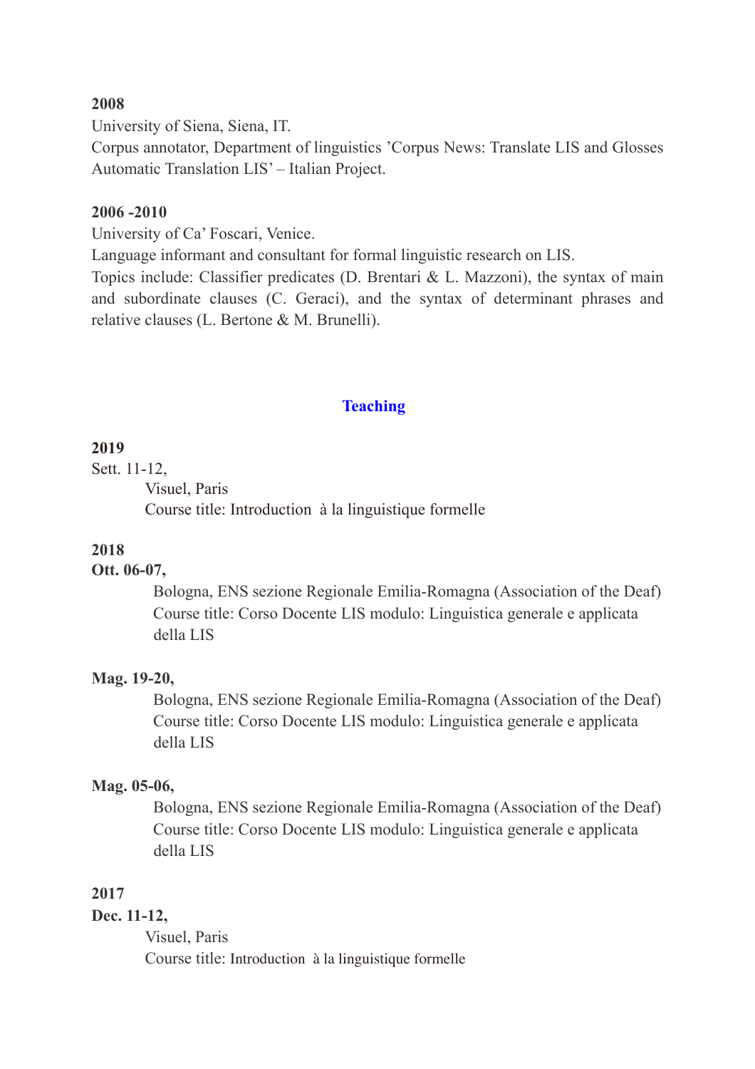**2008**

University of Siena, Siena, IT.

Corpus annotator, Department of linguistics 'Corpus News: Translate LIS and Glosses Automatic Translation LIS' – Italian Project.

**2006 -2010**

University of Ca' Foscari, Venice.

Language informant and consultant for formal linguistic research on LIS.

Topics include: Classifier predicates (D. Brentari & L. Mazzoni), the syntax of main and subordinate clauses (C. Geraci), and the syntax of determinant phrases and relative clauses (L. Bertone & M. Brunelli).

## Teaching

**2019**

Sett. 11-12,

Visuel, Paris

Course title: Introduction à la linguistique formelle

**2018**

**Ott. 06-07,**

Bologna, ENS sezione Regionale Emilia-Romagna (Association of the Deaf)

Course title: Corso Docente LIS modulo: Linguistica generale e applicata della LIS

**Mag. 19-20,**

Bologna, ENS sezione Regionale Emilia-Romagna (Association of the Deaf)

Course title: Corso Docente LIS modulo: Linguistica generale e applicata della LIS

**Mag. 05-06,**

Bologna, ENS sezione Regionale Emilia-Romagna (Association of the Deaf)

Course title: Corso Docente LIS modulo: Linguistica generale e applicata della LIS

**2017**

**Dec. 11-12,**

Visuel, Paris

Course title: Introduction à la linguistique formelle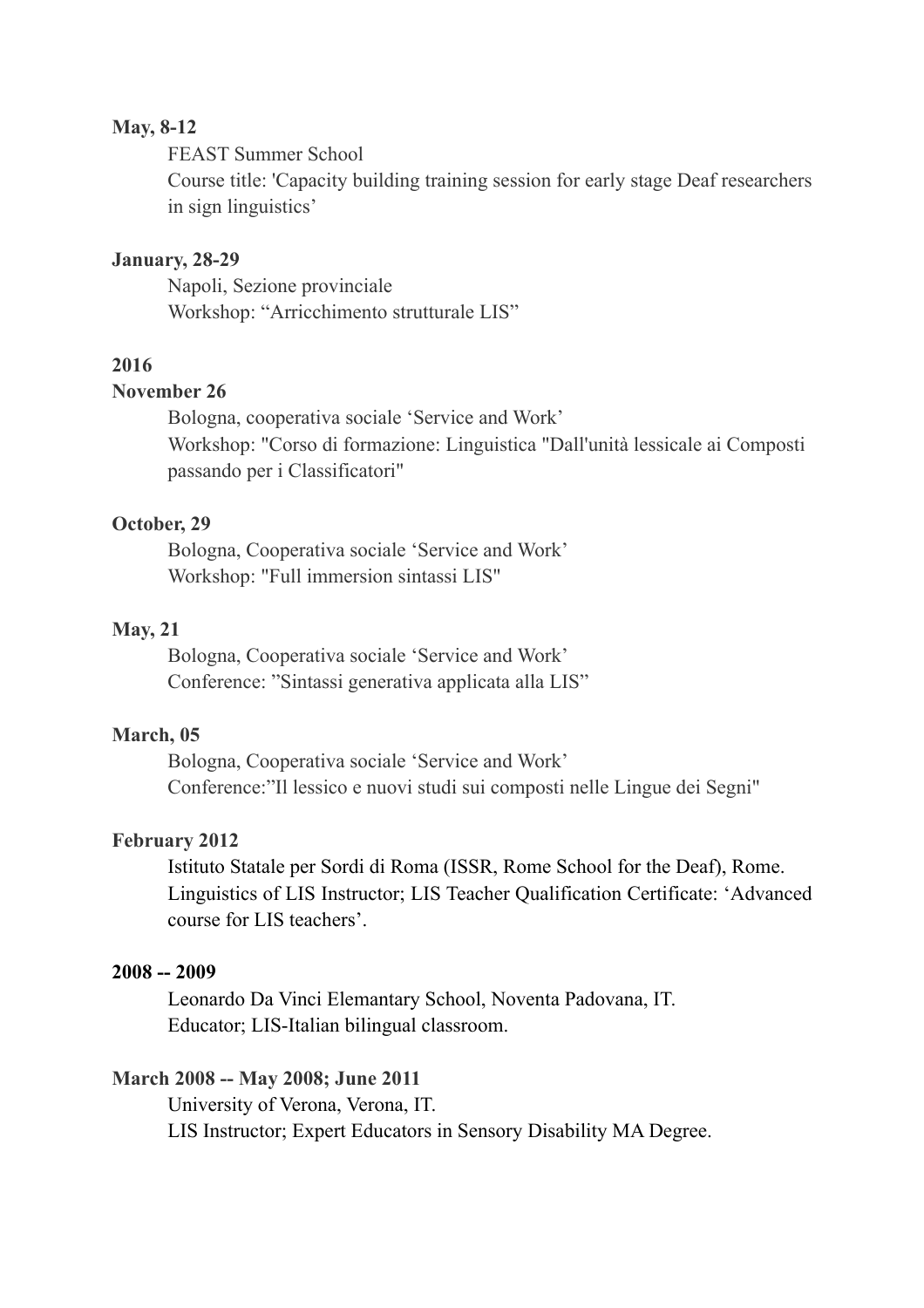**May, 8-12**

FEAST Summer School

Course title: 'Capacity building training session for early stage Deaf researchers in sign linguistics'

**January, 28-29**

Napoli, Sezione provinciale

Workshop: "Arricchimento strutturale LIS"

**2016**

**November 26**

Bologna, cooperativa sociale 'Service and Work'

Workshop: "Corso di formazione: Linguistica "Dall'unità lessicale ai Composti passando per i Classificatori"

**October, 29**

Bologna, Cooperativa sociale 'Service and Work'

Workshop: "Full immersion sintassi LIS"

**May, 21**

Bologna, Cooperativa sociale 'Service and Work'

Conference: "Sintassi generativa applicata alla LIS"

**March, 05**

Bologna, Cooperativa sociale 'Service and Work'

Conference:"Il lessico e nuovi studi sui composti nelle Lingue dei Segni"

**February 2012**

Istituto Statale per Sordi di Roma (ISSR, Rome School for the Deaf), Rome.
Linguistics of LIS Instructor; LIS Teacher Qualification Certificate: 'Advanced course for LIS teachers'.

**2008 -- 2009**

Leonardo Da Vinci Elemantary School, Noventa Padovana, IT.
Educator; LIS-Italian bilingual classroom.

**March 2008 -- May 2008; June 2011**

University of Verona, Verona, IT.
LIS Instructor; Expert Educators in Sensory Disability MA Degree.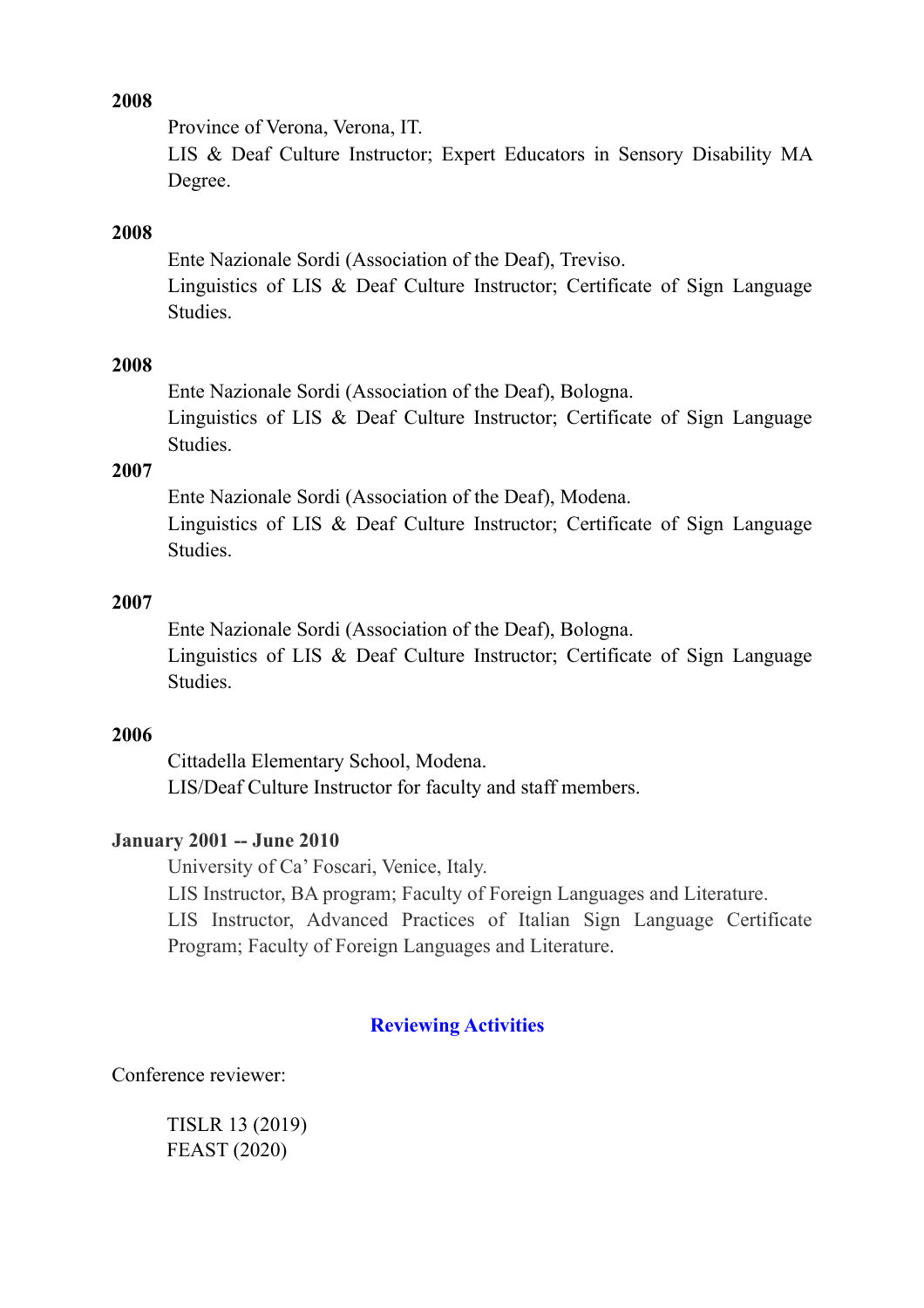**2008**

Province of Verona, Verona, IT.
LIS & Deaf Culture Instructor; Expert Educators in Sensory Disability MA Degree.

**2008**

Ente Nazionale Sordi (Association of the Deaf), Treviso.
Linguistics of LIS & Deaf Culture Instructor; Certificate of Sign Language Studies.

**2008**

Ente Nazionale Sordi (Association of the Deaf), Bologna.
Linguistics of LIS & Deaf Culture Instructor; Certificate of Sign Language Studies.

**2007**

Ente Nazionale Sordi (Association of the Deaf), Modena.
Linguistics of LIS & Deaf Culture Instructor; Certificate of Sign Language Studies.

**2007**

Ente Nazionale Sordi (Association of the Deaf), Bologna.
Linguistics of LIS & Deaf Culture Instructor; Certificate of Sign Language Studies.

**2006**

Cittadella Elementary School, Modena.
LIS/Deaf Culture Instructor for faculty and staff members.

**January 2001 -- June 2010**

University of Ca' Foscari, Venice, Italy.
LIS Instructor, BA program; Faculty of Foreign Languages and Literature.
LIS Instructor, Advanced Practices of Italian Sign Language Certificate Program; Faculty of Foreign Languages and Literature.

## Reviewing Activities

Conference reviewer:

TISLR 13 (2019)
FEAST (2020)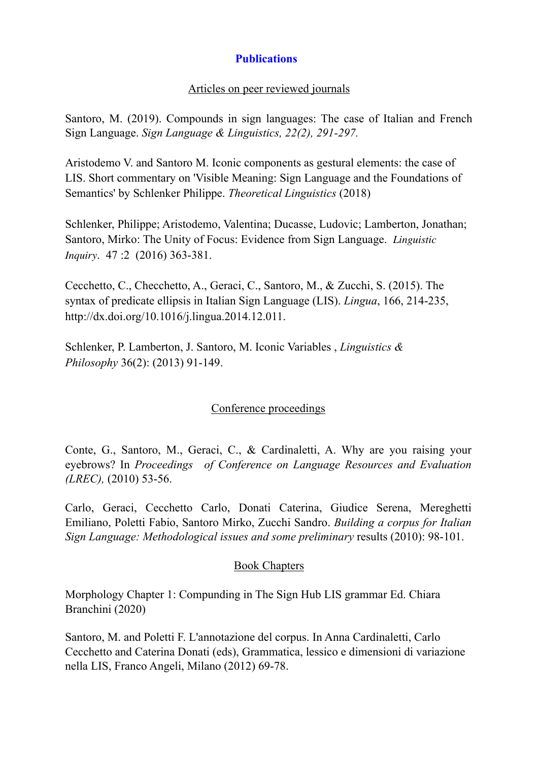## Publications

### Articles on peer reviewed journals

Santoro, M. (2019). Compounds in sign languages: The case of Italian and French Sign Language. *Sign Language & Linguistics, 22(2), 291-297.*

Aristodemo V. and Santoro M. Iconic components as gestural elements: the case of LIS. Short commentary on 'Visible Meaning: Sign Language and the Foundations of Semantics' by Schlenker Philippe. *Theoretical Linguistics* (2018)

Schlenker, Philippe; Aristodemo, Valentina; Ducasse, Ludovic; Lamberton, Jonathan; Santoro, Mirko: The Unity of Focus: Evidence from Sign Language. *Linguistic Inquiry*. 47 :2 (2016) 363-381.

Cecchetto, C., Checchetto, A., Geraci, C., Santoro, M., & Zucchi, S. (2015). The syntax of predicate ellipsis in Italian Sign Language (LIS). *Lingua*, 166, 214-235, http://dx.doi.org/10.1016/j.lingua.2014.12.011.

Schlenker, P. Lamberton, J. Santoro, M. Iconic Variables , *Linguistics & Philosophy* 36(2): (2013) 91-149.

### Conference proceedings

Conte, G., Santoro, M., Geraci, C., & Cardinaletti, A. Why are you raising your eyebrows? In *Proceedings of Conference on Language Resources and Evaluation (LREC),* (2010) 53-56.

Carlo, Geraci, Cecchetto Carlo, Donati Caterina, Giudice Serena, Mereghetti Emiliano, Poletti Fabio, Santoro Mirko, Zucchi Sandro. *Building a corpus for Italian Sign Language: Methodological issues and some preliminary* results (2010): 98-101.

### Book Chapters

Morphology Chapter 1: Compunding in The Sign Hub LIS grammar Ed. Chiara Branchini (2020)

Santoro, M. and Poletti F. L'annotazione del corpus. In Anna Cardinaletti, Carlo Cecchetto and Caterina Donati (eds), Grammatica, lessico e dimensioni di variazione nella LIS, Franco Angeli, Milano (2012) 69-78.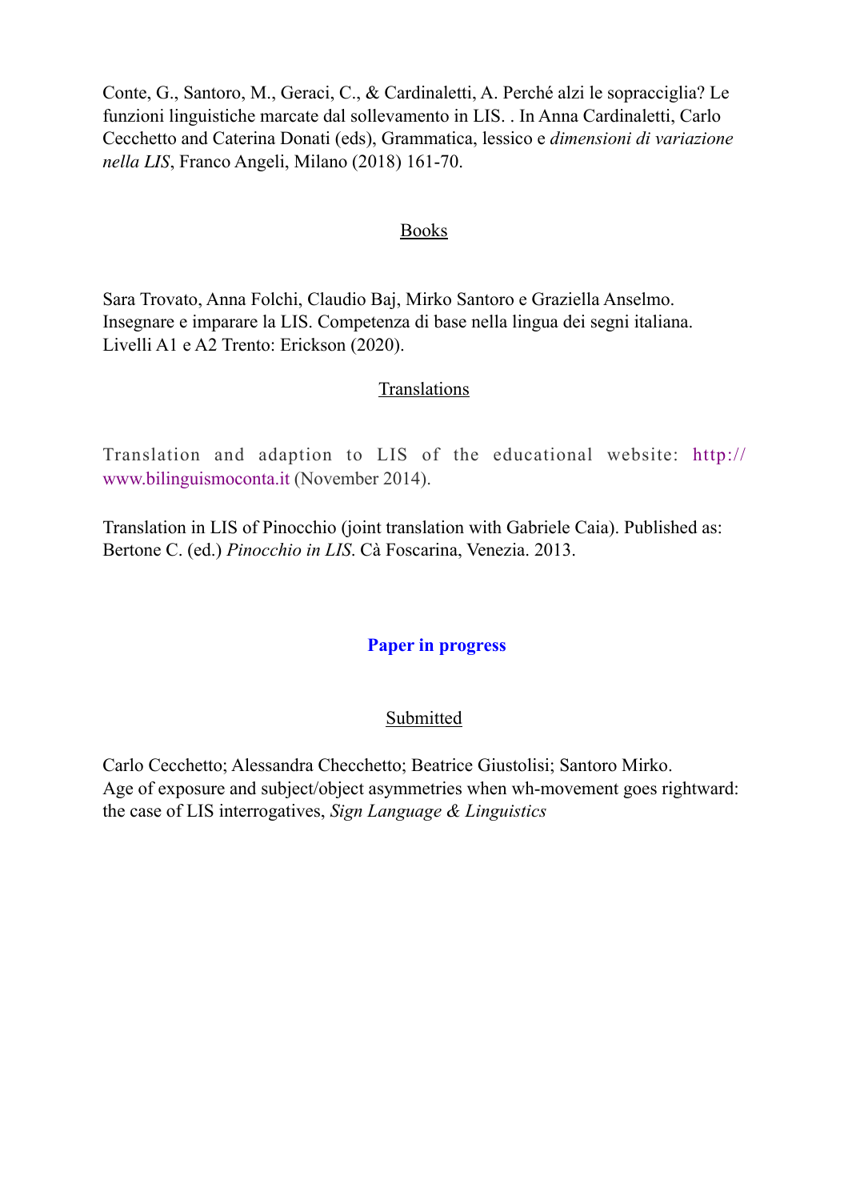Conte, G., Santoro, M., Geraci, C., & Cardinaletti, A. Perché alzi le sopracciglia? Le funzioni linguistiche marcate dal sollevamento in LIS. . In Anna Cardinaletti, Carlo Cecchetto and Caterina Donati (eds), Grammatica, lessico e *dimensioni di variazione nella LIS*, Franco Angeli, Milano (2018) 161-70.

### Books

Sara Trovato, Anna Folchi, Claudio Baj, Mirko Santoro e Graziella Anselmo. Insegnare e imparare la LIS. Competenza di base nella lingua dei segni italiana. Livelli A1 e A2 Trento: Erickson (2020).

### Translations

Translation and adaption to LIS of the educational website: http://www.bilinguismoconta.it (November 2014).

Translation in LIS of Pinocchio (joint translation with Gabriele Caia). Published as: Bertone C. (ed.) *Pinocchio in LIS*. Cà Foscarina, Venezia. 2013.

## **Paper in progress**

### Submitted

Carlo Cecchetto; Alessandra Checchetto; Beatrice Giustolisi; Santoro Mirko. Age of exposure and subject/object asymmetries when wh-movement goes rightward: the case of LIS interrogatives, *Sign Language & Linguistics*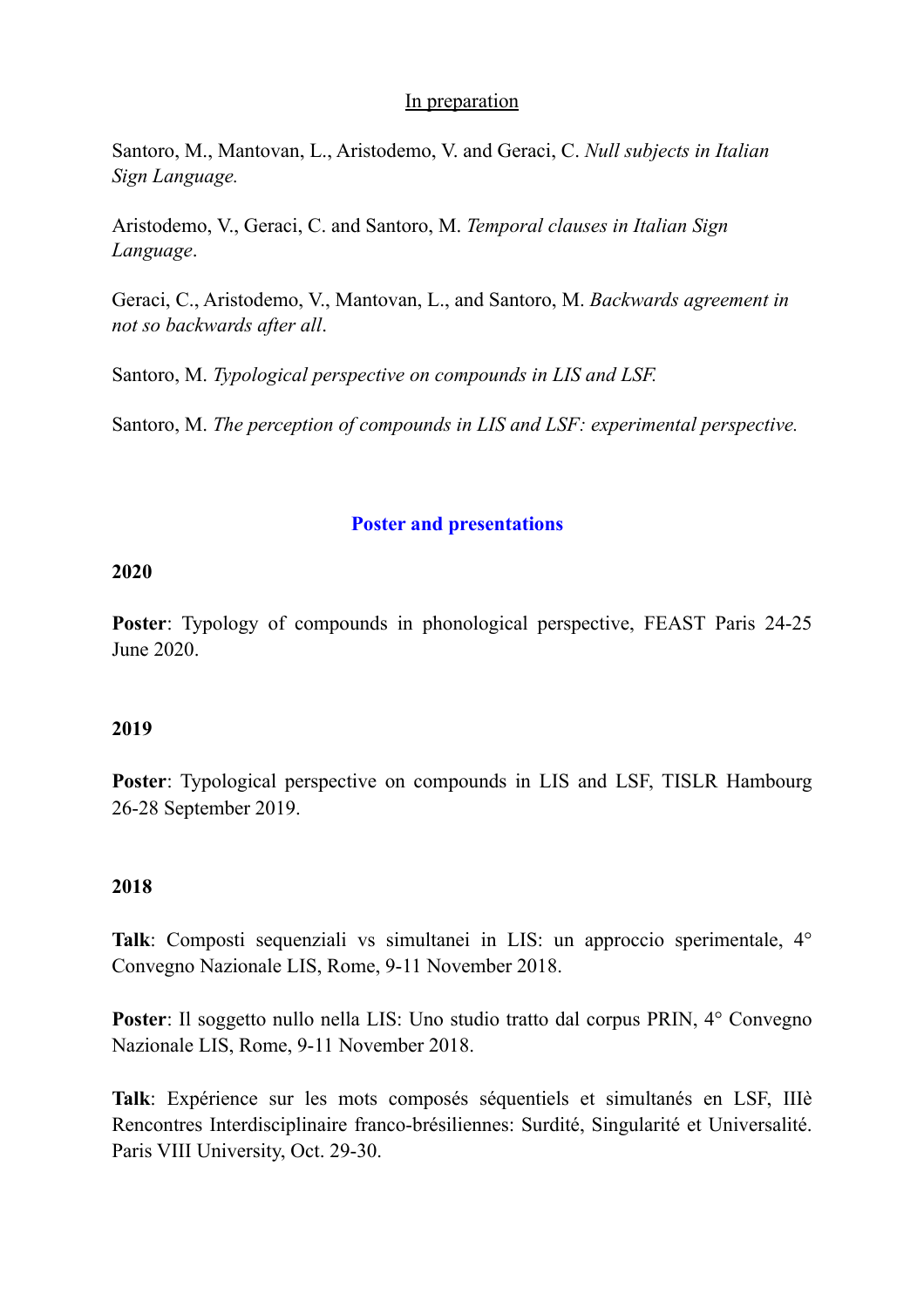<u>In preparation</u>

Santoro, M., Mantovan, L., Aristodemo, V. and Geraci, C. *Null subjects in Italian Sign Language.*

Aristodemo, V., Geraci, C. and Santoro, M. *Temporal clauses in Italian Sign Language*.

Geraci, C., Aristodemo, V., Mantovan, L., and Santoro, M. *Backwards agreement in not so backwards after all*.

Santoro, M. *Typological perspective on compounds in LIS and LSF.*

Santoro, M. *The perception of compounds in LIS and LSF: experimental perspective.*

## Poster and presentations

### 2020

**Poster**: Typology of compounds in phonological perspective, FEAST Paris 24-25 June 2020.

### 2019

**Poster**: Typological perspective on compounds in LIS and LSF, TISLR Hambourg 26-28 September 2019.

### 2018

**Talk**: Composti sequenziali vs simultanei in LIS: un approccio sperimentale, 4° Convegno Nazionale LIS, Rome, 9-11 November 2018.

**Poster**: Il soggetto nullo nella LIS: Uno studio tratto dal corpus PRIN, 4° Convegno Nazionale LIS, Rome, 9-11 November 2018.

**Talk**: Expérience sur les mots composés séquentiels et simultanés en LSF, IIIè Rencontres Interdisciplinaire franco-brésiliennes: Surdité, Singularité et Universalité. Paris VIII University, Oct. 29-30.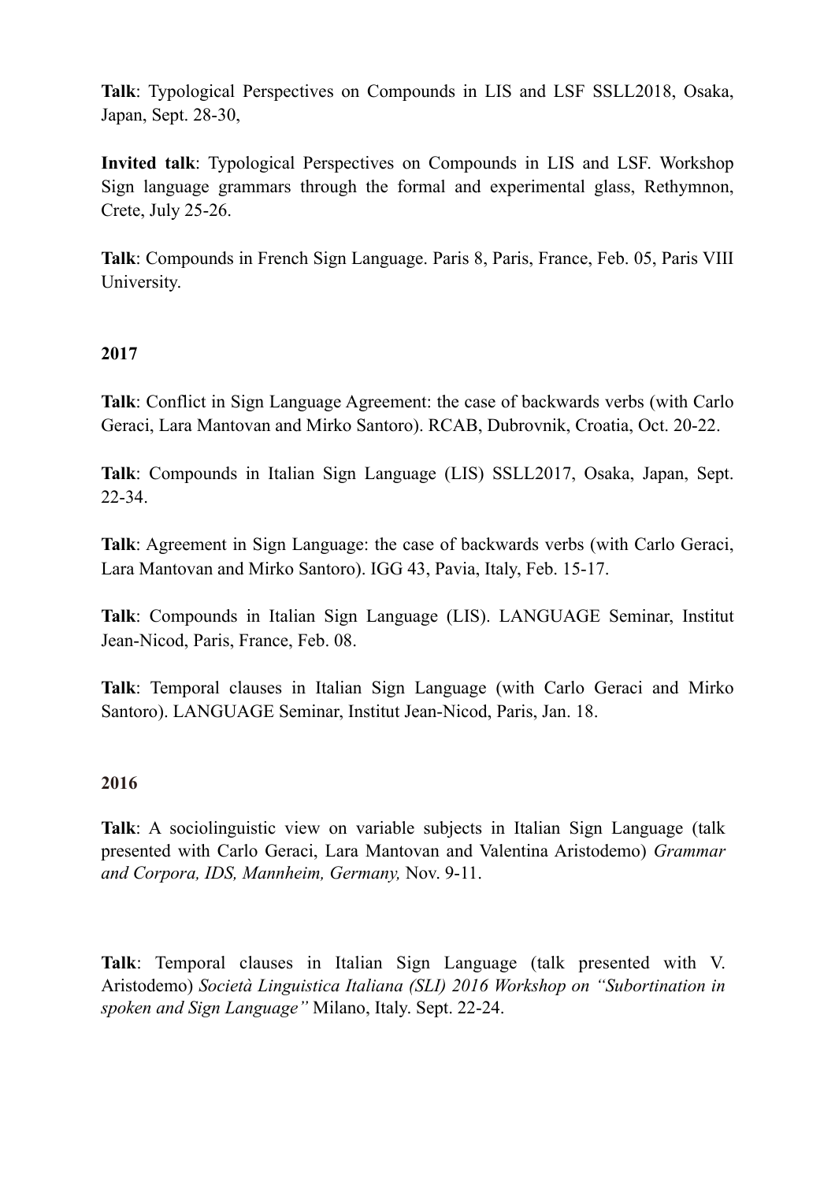**Talk**: Typological Perspectives on Compounds in LIS and LSF SSLL2018, Osaka, Japan, Sept. 28-30,

**Invited talk**: Typological Perspectives on Compounds in LIS and LSF. Workshop Sign language grammars through the formal and experimental glass, Rethymnon, Crete, July 25-26.

**Talk**: Compounds in French Sign Language. Paris 8, Paris, France, Feb. 05, Paris VIII University.

**2017**

**Talk**: Conflict in Sign Language Agreement: the case of backwards verbs (with Carlo Geraci, Lara Mantovan and Mirko Santoro). RCAB, Dubrovnik, Croatia, Oct. 20-22.

**Talk**: Compounds in Italian Sign Language (LIS) SSLL2017, Osaka, Japan, Sept. 22-34.

**Talk**: Agreement in Sign Language: the case of backwards verbs (with Carlo Geraci, Lara Mantovan and Mirko Santoro). IGG 43, Pavia, Italy, Feb. 15-17.

**Talk**: Compounds in Italian Sign Language (LIS). LANGUAGE Seminar, Institut Jean-Nicod, Paris, France, Feb. 08.

**Talk**: Temporal clauses in Italian Sign Language (with Carlo Geraci and Mirko Santoro). LANGUAGE Seminar, Institut Jean-Nicod, Paris, Jan. 18.

**2016**

**Talk**: A sociolinguistic view on variable subjects in Italian Sign Language (talk presented with Carlo Geraci, Lara Mantovan and Valentina Aristodemo) *Grammar and Corpora, IDS, Mannheim, Germany,* Nov. 9-11.

**Talk**: Temporal clauses in Italian Sign Language (talk presented with V. Aristodemo) *Società Linguistica Italiana (SLI) 2016 Workshop on "Subortination in spoken and Sign Language"* Milano, Italy. Sept. 22-24.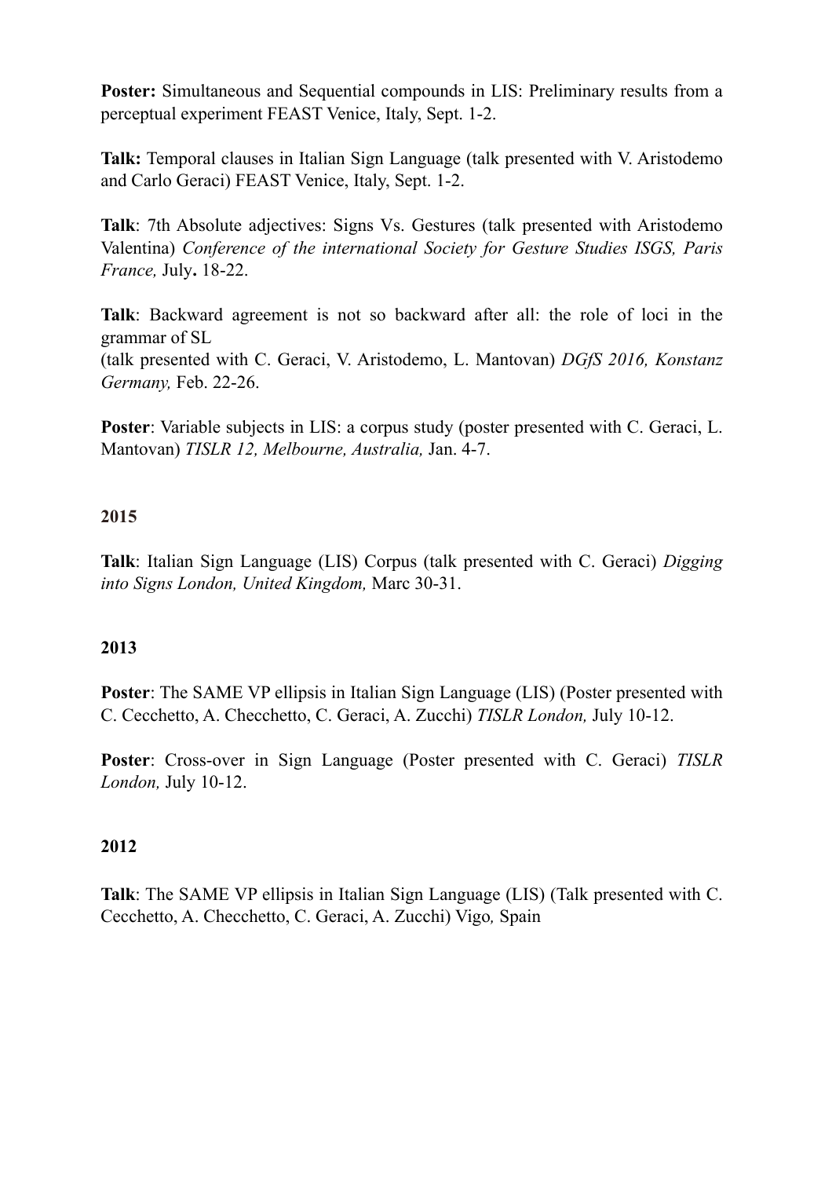**Poster:** Simultaneous and Sequential compounds in LIS: Preliminary results from a perceptual experiment FEAST Venice, Italy, Sept. 1-2.

**Talk:** Temporal clauses in Italian Sign Language (talk presented with V. Aristodemo and Carlo Geraci) FEAST Venice, Italy, Sept. 1-2.

**Talk**: 7th Absolute adjectives: Signs Vs. Gestures (talk presented with Aristodemo Valentina) *Conference of the international Society for Gesture Studies ISGS, Paris France,* July**.** 18-22.

**Talk**: Backward agreement is not so backward after all: the role of loci in the grammar of SL
(talk presented with C. Geraci, V. Aristodemo, L. Mantovan) *DGfS 2016, Konstanz Germany,* Feb. 22-26.

**Poster**: Variable subjects in LIS: a corpus study (poster presented with C. Geraci, L. Mantovan) *TISLR 12, Melbourne, Australia,* Jan. 4-7.

**2015**

**Talk**: Italian Sign Language (LIS) Corpus (talk presented with C. Geraci) *Digging into Signs London, United Kingdom,* Marc 30-31.

**2013**

**Poster**: The SAME VP ellipsis in Italian Sign Language (LIS) (Poster presented with C. Cecchetto, A. Checchetto, C. Geraci, A. Zucchi) *TISLR London,* July 10-12.

**Poster**: Cross-over in Sign Language (Poster presented with C. Geraci) *TISLR London,* July 10-12.

**2012**

**Talk**: The SAME VP ellipsis in Italian Sign Language (LIS) (Talk presented with C. Cecchetto, A. Checchetto, C. Geraci, A. Zucchi) Vigo*,* Spain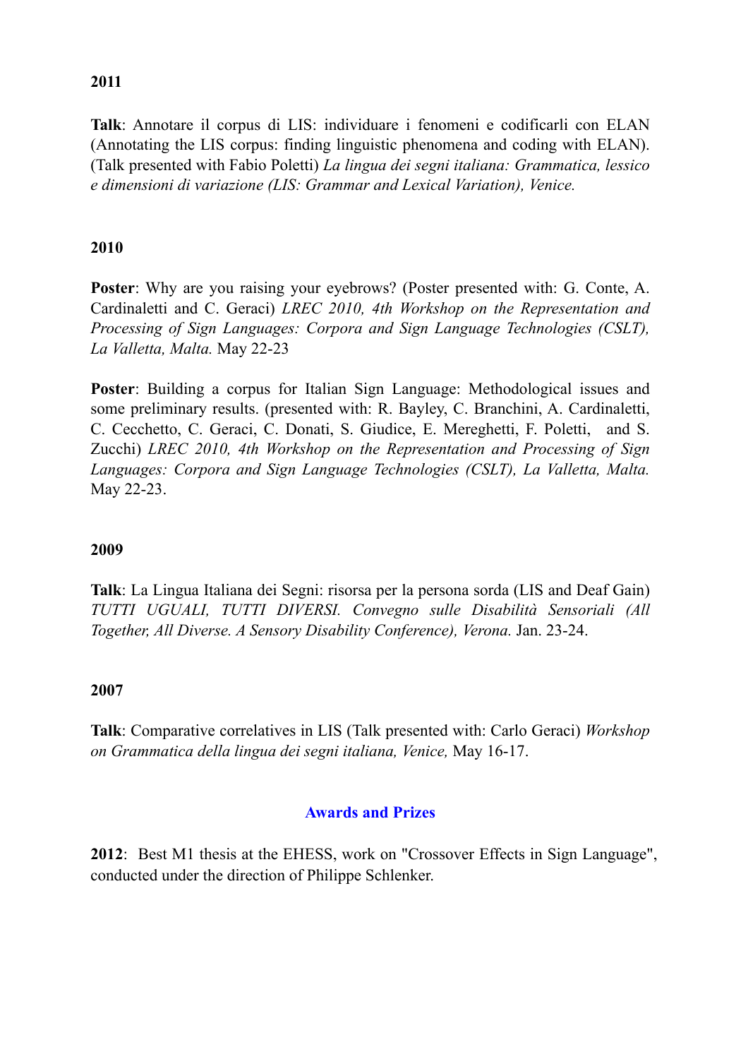**2011**

**Talk**: Annotare il corpus di LIS: individuare i fenomeni e codificarli con ELAN (Annotating the LIS corpus: finding linguistic phenomena and coding with ELAN). (Talk presented with Fabio Poletti) *La lingua dei segni italiana: Grammatica, lessico e dimensioni di variazione (LIS: Grammar and Lexical Variation), Venice.*

**2010**

**Poster**: Why are you raising your eyebrows? (Poster presented with: G. Conte, A. Cardinaletti and C. Geraci) *LREC 2010, 4th Workshop on the Representation and Processing of Sign Languages: Corpora and Sign Language Technologies (CSLT), La Valletta, Malta.* May 22-23

**Poster**: Building a corpus for Italian Sign Language: Methodological issues and some preliminary results. (presented with: R. Bayley, C. Branchini, A. Cardinaletti, C. Cecchetto, C. Geraci, C. Donati, S. Giudice, E. Mereghetti, F. Poletti, and S. Zucchi) *LREC 2010, 4th Workshop on the Representation and Processing of Sign Languages: Corpora and Sign Language Technologies (CSLT), La Valletta, Malta.* May 22-23.

**2009**

**Talk**: La Lingua Italiana dei Segni: risorsa per la persona sorda (LIS and Deaf Gain) *TUTTI UGUALI, TUTTI DIVERSI. Convegno sulle Disabilità Sensoriali (All Together, All Diverse. A Sensory Disability Conference), Verona.* Jan. 23-24.

**2007**

**Talk**: Comparative correlatives in LIS (Talk presented with: Carlo Geraci) *Workshop on Grammatica della lingua dei segni italiana, Venice,* May 16-17.

## Awards and Prizes

**2012**: Best M1 thesis at the EHESS, work on "Crossover Effects in Sign Language", conducted under the direction of Philippe Schlenker.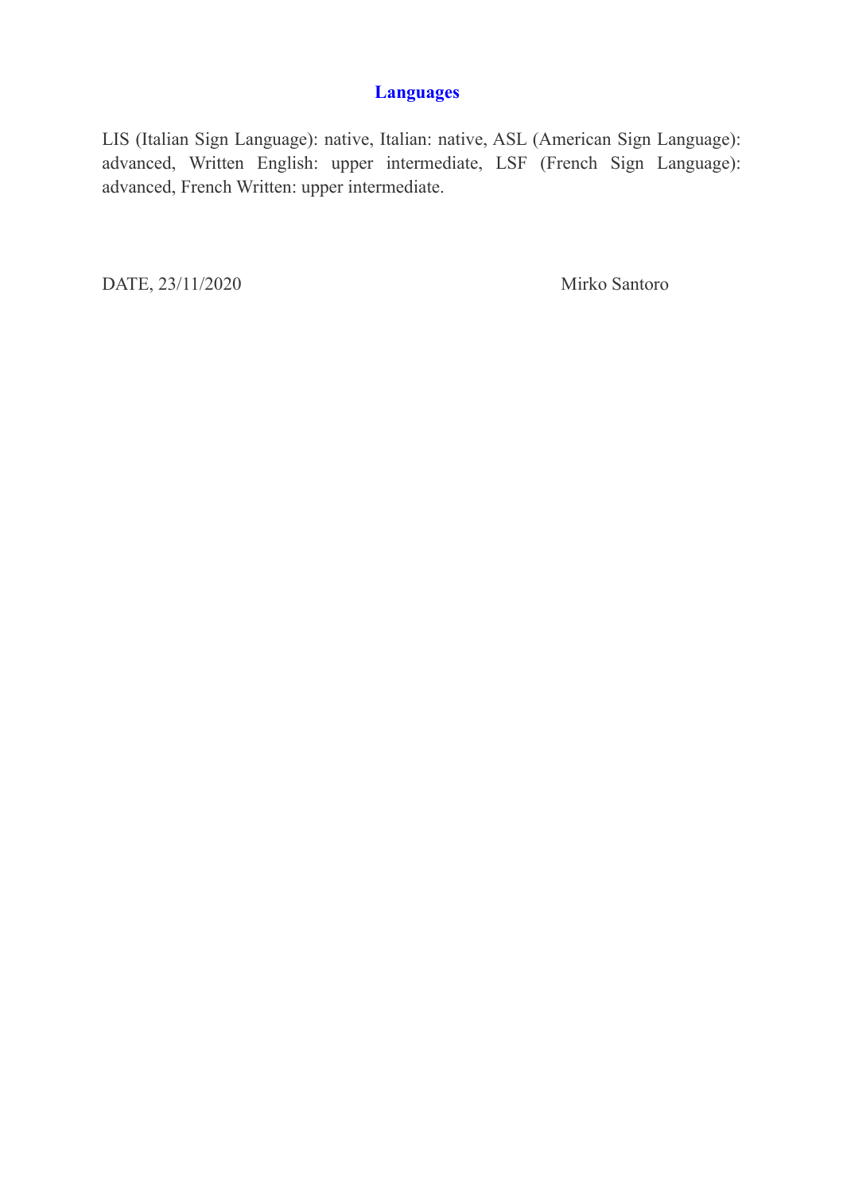## Languages

LIS (Italian Sign Language): native, Italian: native, ASL (American Sign Language): advanced, Written English: upper intermediate, LSF (French Sign Language): advanced, French Written: upper intermediate.

DATE, 23/11/2020 Mirko Santoro